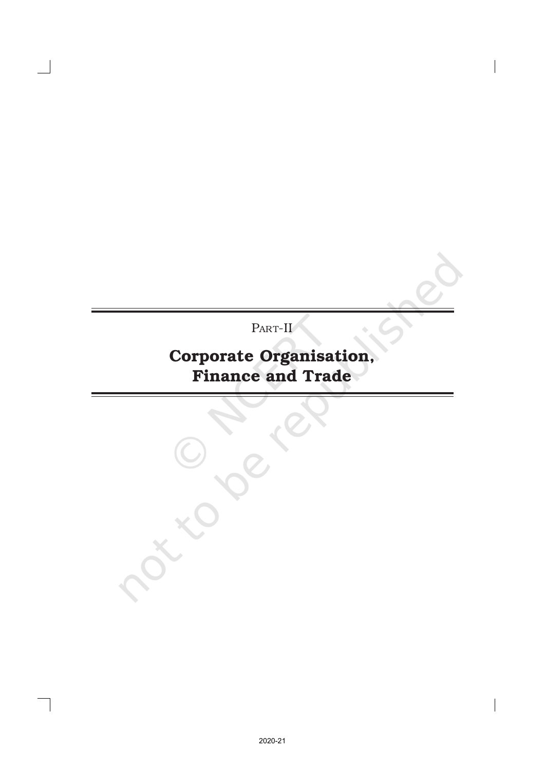PART-II

# Corporate Organisation, Finance and Trade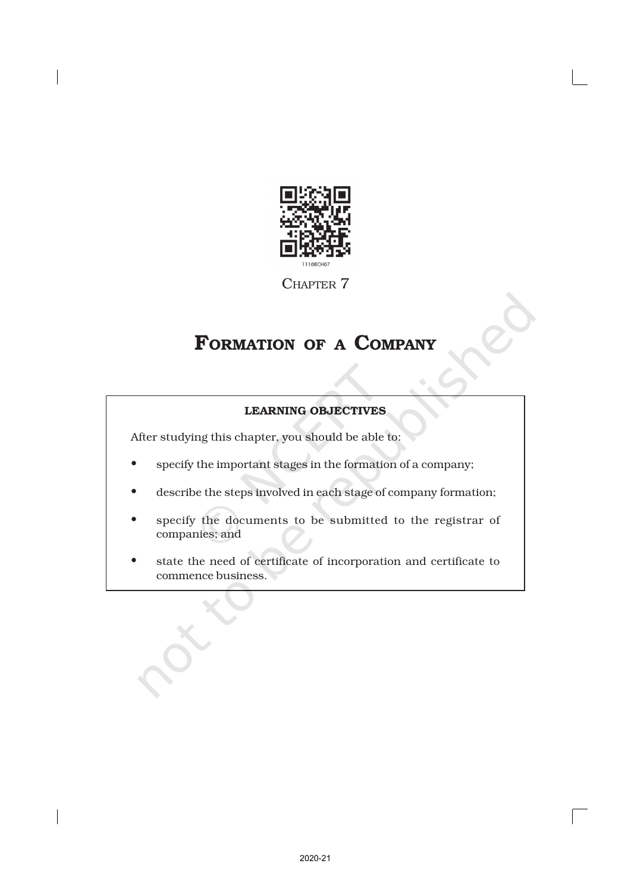CHAPTER 7

# FORMATION OF A COMPANY

**LEARNING OBJECTIVES**

After studying this chapter, you should be able to:

- specify the important stages in the formation of a company;
- describe the steps involved in each stage of company formation;
- specify the documents to be submitted to the registrar of companies; and
- state the need of certificate of incorporation and certificate to commence business.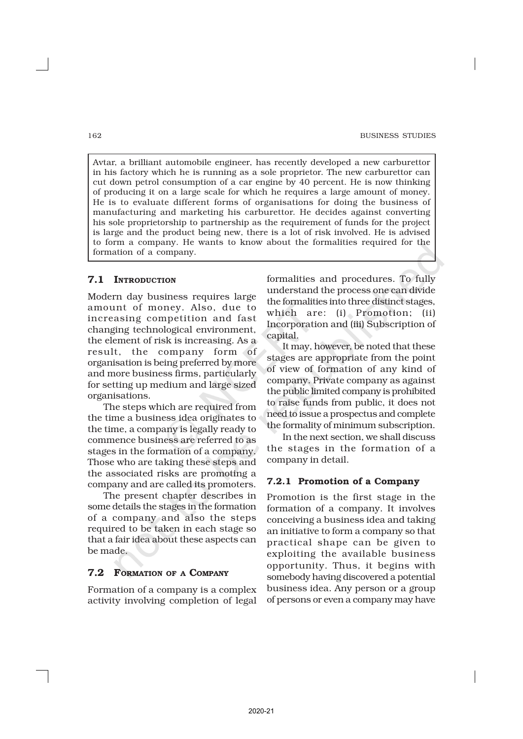Avtar, a brilliant automobile engineer, has recently developed a new carburettor in his factory which he is running as a sole proprietor. The new carburettor can cut down petrol consumption of a car engine by 40 percent. He is now thinking of producing it on a large scale for which he requires a large amount of money. He is to evaluate different forms of organisations for doing the business of manufacturing and marketing his carburettor. He decides against converting his sole proprietorship to partnership as the requirement of funds for the project is large and the product being new, there is a lot of risk involved. He is advised to form a company. He wants to know about the formalities required for the formation of a company.

## 7.1 Introduction

Modern day business requires large amount of money. Also, due to increasing competition and fast changing technological environment, the element of risk is increasing. As a result, the company form of organisation is being preferred by more and more business firms, particularly for setting up medium and large sized organisations.

The steps which are required from the time a business idea originates to the time, a company is legally ready to commence business are referred to as stages in the formation of a company. Those who are taking these steps and the associated risks are promoting a company and are called its promoters.

The present chapter describes in some details the stages in the formation of a company and also the steps required to be taken in each stage so that a fair idea about these aspects can be made.

## 7.2 Formation of a Company

Formation of a company is a complex activity involving completion of legal formalities and procedures. To fully understand the process one can divide the formalities into three distinct stages, which are: (i) Promotion; (ii) Incorporation and (iii) Subscription of capital.

It may, however, be noted that these stages are appropriate from the point of view of formation of any kind of company. Private company as against the public limited company is prohibited to raise funds from public, it does not need to issue a prospectus and complete the formality of minimum subscription.

In the next section, we shall discuss the stages in the formation of a company in detail.

### 7.2.1 Promotion of a Company

Promotion is the first stage in the formation of a company. It involves conceiving a business idea and taking an initiative to form a company so that practical shape can be given to exploiting the available business opportunity. Thus, it begins with somebody having discovered a potential business idea. Any person or a group of persons or even a company may have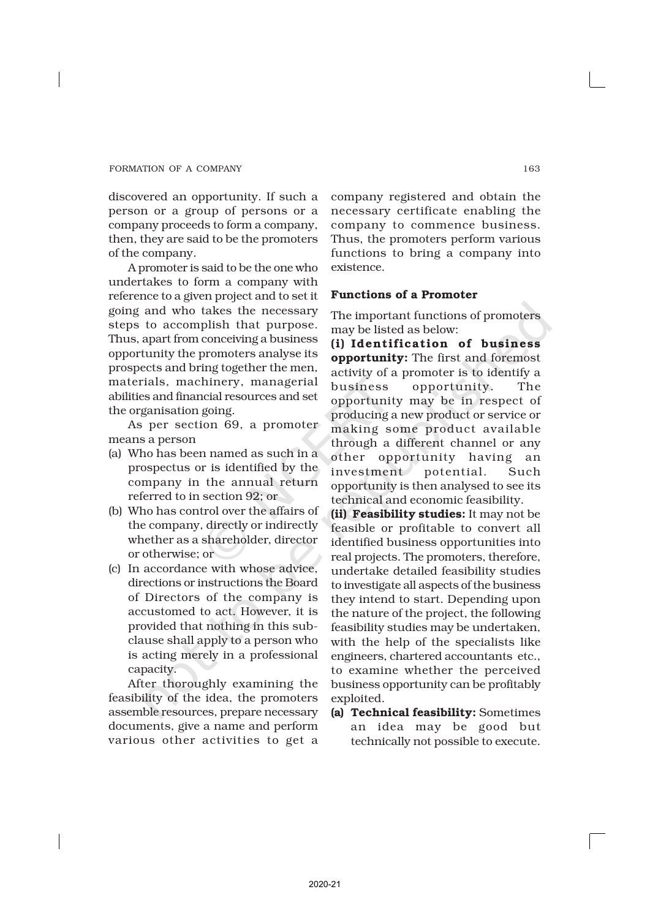discovered an opportunity. If such a person or a group of persons or a company proceeds to form a company, then, they are said to be the promoters of the company.

A promoter is said to be the one who undertakes to form a company with reference to a given project and to set it going and who takes the necessary steps to accomplish that purpose. Thus, apart from conceiving a business opportunity the promoters analyse its prospects and bring together the men, materials, machinery, managerial abilities and financial resources and set the organisation going.

As per section 69, a promoter means a person

(a) Who has been named as such in a prospectus or is identified by the company in the annual return referred to in section 92; or
(b) Who has control over the affairs of the company, directly or indirectly whether as a shareholder, director or otherwise; or
(c) In accordance with whose advice, directions or instructions the Board of Directors of the company is accustomed to act. However, it is provided that nothing in this sub-clause shall apply to a person who is acting merely in a professional capacity.

After thoroughly examining the feasibility of the idea, the promoters assemble resources, prepare necessary documents, give a name and perform various other activities to get a company registered and obtain the necessary certificate enabling the company to commence business. Thus, the promoters perform various functions to bring a company into existence.

### Functions of a Promoter

The important functions of promoters may be listed as below:

**(i) Identification of business opportunity:** The first and foremost activity of a promoter is to identify a business opportunity. The opportunity may be in respect of producing a new product or service or making some product available through a different channel or any other opportunity having an investment potential. Such opportunity is then analysed to see its technical and economic feasibility.

**(ii) Feasibility studies:** It may not be feasible or profitable to convert all identified business opportunities into real projects. The promoters, therefore, undertake detailed feasibility studies to investigate all aspects of the business they intend to start. Depending upon the nature of the project, the following feasibility studies may be undertaken, with the help of the specialists like engineers, chartered accountants etc., to examine whether the perceived business opportunity can be profitably exploited.

(a) **Technical feasibility:** Sometimes an idea may be good but technically not possible to execute.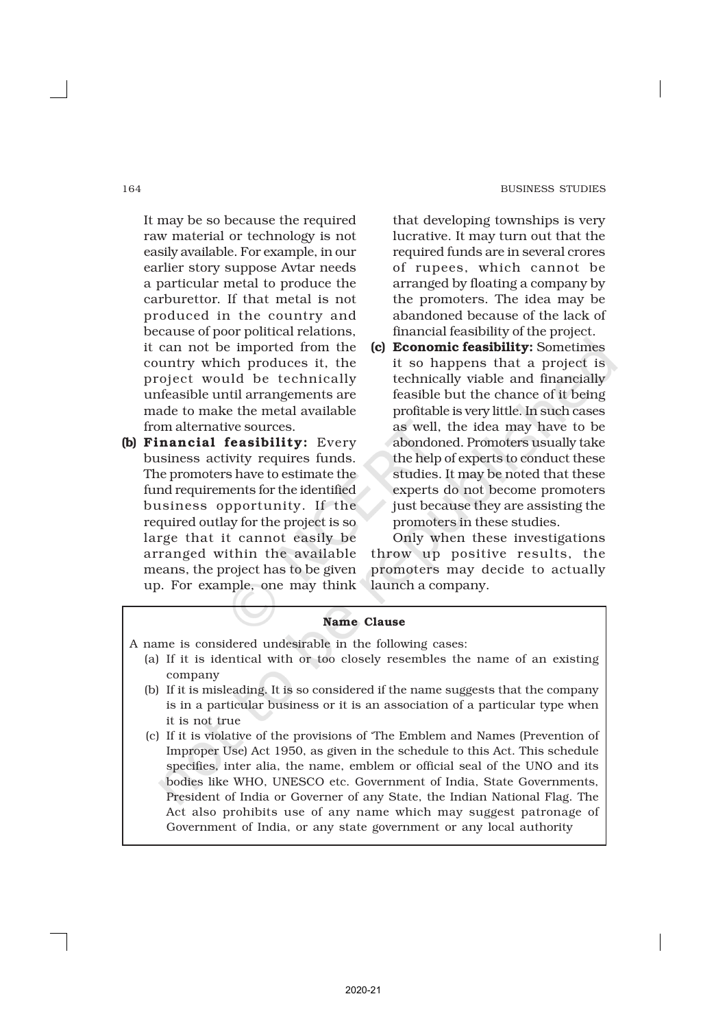It may be so because the required raw material or technology is not easily available. For example, in our earlier story suppose Avtar needs a particular metal to produce the carburettor. If that metal is not produced in the country and because of poor political relations, it can not be imported from the country which produces it, the project would be technically unfeasible until arrangements are made to make the metal available from alternative sources.

**(b) Financial feasibility:** Every business activity requires funds. The promoters have to estimate the fund requirements for the identified business opportunity. If the required outlay for the project is so large that it cannot easily be arranged within the available means, the project has to be given up. For example, one may think that developing townships is very lucrative. It may turn out that the required funds are in several crores of rupees, which cannot be arranged by floating a company by the promoters. The idea may be abandoned because of the lack of financial feasibility of the project.

**(c) Economic feasibility:** Sometimes it so happens that a project is technically viable and financially feasible but the chance of it being profitable is very little. In such cases as well, the idea may have to be abandoned. Promoters usually take the help of experts to conduct these studies. It may be noted that these experts do not become promoters just because they are assisting the promoters in these studies.

Only when these investigations throw up positive results, the promoters may decide to actually launch a company.

**Name Clause**

A name is considered undesirable in the following cases:

(a) If it is identical with or too closely resembles the name of an existing company

(b) If it is misleading. It is so considered if the name suggests that the company is in a particular business or it is an association of a particular type when it is not true

(c) If it is violative of the provisions of 'The Emblem and Names (Prevention of Improper Use) Act 1950, as given in the schedule to this Act. This schedule specifies, inter alia, the name, emblem or official seal of the UNO and its bodies like WHO, UNESCO etc. Government of India, State Governments, President of India or Governer of any State, the Indian National Flag. The Act also prohibits use of any name which may suggest patronage of Government of India, or any state government or any local authority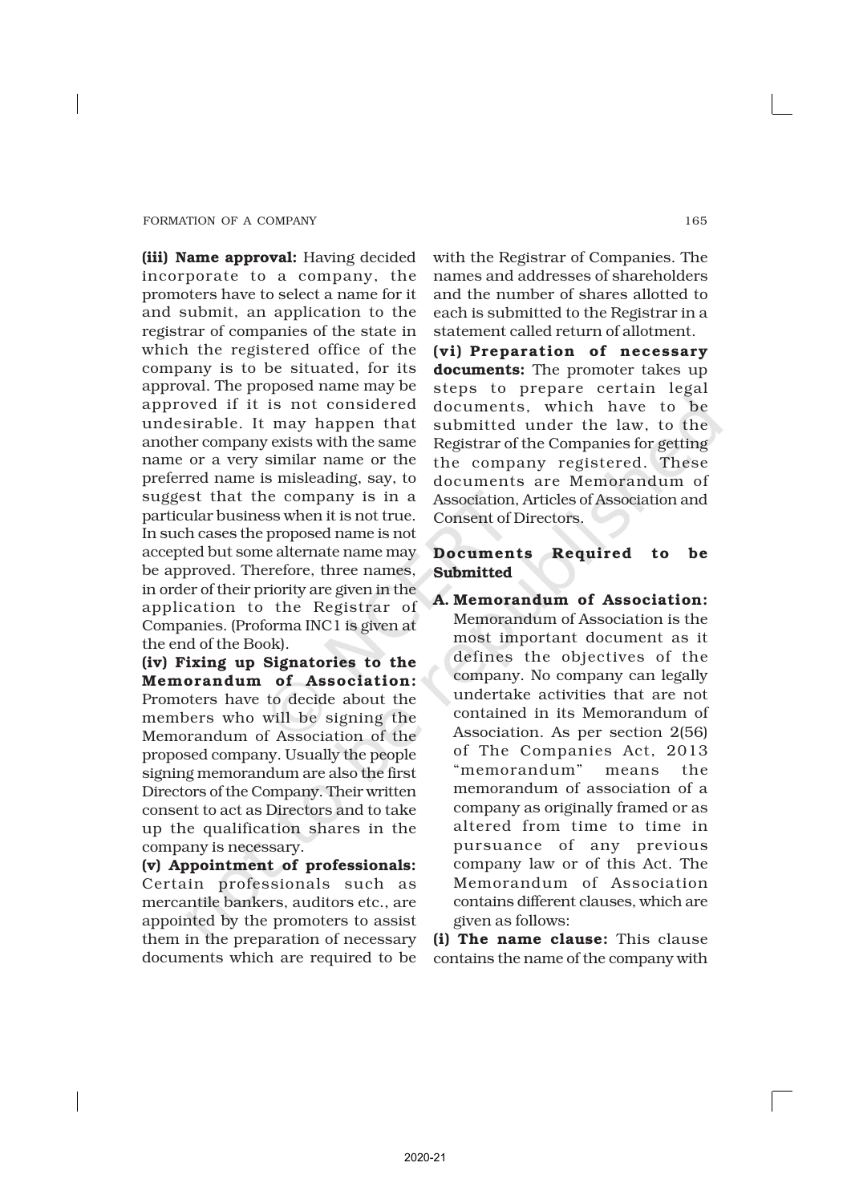**(iii) Name approval:** Having decided incorporate to a company, the promoters have to select a name for it and submit, an application to the registrar of companies of the state in which the registered office of the company is to be situated, for its approval. The proposed name may be approved if it is not considered undesirable. It may happen that another company exists with the same name or a very similar name or the preferred name is misleading, say, to suggest that the company is in a particular business when it is not true. In such cases the proposed name is not accepted but some alternate name may be approved. Therefore, three names, in order of their priority are given in the application to the Registrar of Companies. (Proforma INC1 is given at the end of the Book).

**(iv) Fixing up Signatories to the Memorandum of Association:** Promoters have to decide about the members who will be signing the Memorandum of Association of the proposed company. Usually the people signing memorandum are also the first Directors of the Company. Their written consent to act as Directors and to take up the qualification shares in the company is necessary.

**(v) Appointment of professionals:** Certain professionals such as mercantile bankers, auditors etc., are appointed by the promoters to assist them in the preparation of necessary documents which are required to be with the Registrar of Companies. The names and addresses of shareholders and the number of shares allotted to each is submitted to the Registrar in a statement called return of allotment.

**(vi) Preparation of necessary documents:** The promoter takes up steps to prepare certain legal documents, which have to be submitted under the law, to the Registrar of the Companies for getting the company registered. These documents are Memorandum of Association, Articles of Association and Consent of Directors.

## Documents Required to be Submitted

**A. Memorandum of Association:** Memorandum of Association is the most important document as it defines the objectives of the company. No company can legally undertake activities that are not contained in its Memorandum of Association. As per section 2(56) of The Companies Act, 2013 "memorandum" means the memorandum of association of a company as originally framed or as altered from time to time in pursuance of any previous company law or of this Act. The Memorandum of Association contains different clauses, which are given as follows:

**(i) The name clause:** This clause contains the name of the company with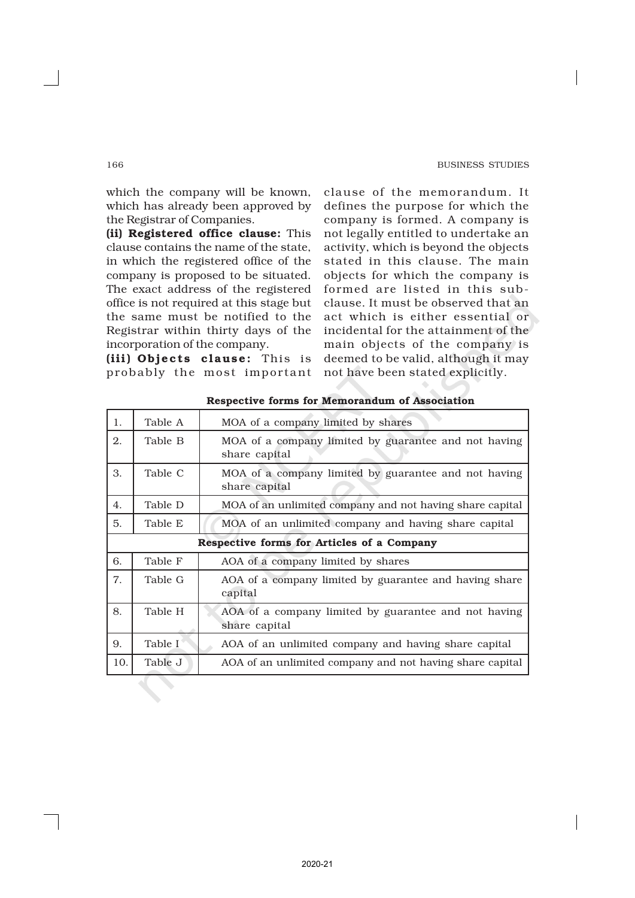which the company will be known, which has already been approved by the Registrar of Companies.

**(ii) Registered office clause:** This clause contains the name of the state, in which the registered office of the company is proposed to be situated. The exact address of the registered office is not required at this stage but the same must be notified to the Registrar within thirty days of the incorporation of the company.

**(iii) Objects clause:** This is probably the most important clause of the memorandum. It defines the purpose for which the company is formed. A company is not legally entitled to undertake an activity, which is beyond the objects stated in this clause. The main objects for which the company is formed are listed in this sub-clause. It must be observed that an act which is either essential or incidental for the attainment of the main objects of the company is deemed to be valid, although it may not have been stated explicitly.

**Respective forms for Memorandum of Association**

| | | |
|---|---|---|
| 1. | Table A | MOA of a company limited by shares |
| 2. | Table B | MOA of a company limited by guarantee and not having share capital |
| 3. | Table C | MOA of a company limited by guarantee and not having share capital |
| 4. | Table D | MOA of an unlimited company and not having share capital |
| 5. | Table E | MOA of an unlimited company and having share capital |
| | | **Respective forms for Articles of a Company** |
| 6. | Table F | AOA of a company limited by shares |
| 7. | Table G | AOA of a company limited by guarantee and having share capital |
| 8. | Table H | AOA of a company limited by guarantee and not having share capital |
| 9. | Table I | AOA of an unlimited company and having share capital |
| 10. | Table J | AOA of an unlimited company and not having share capital |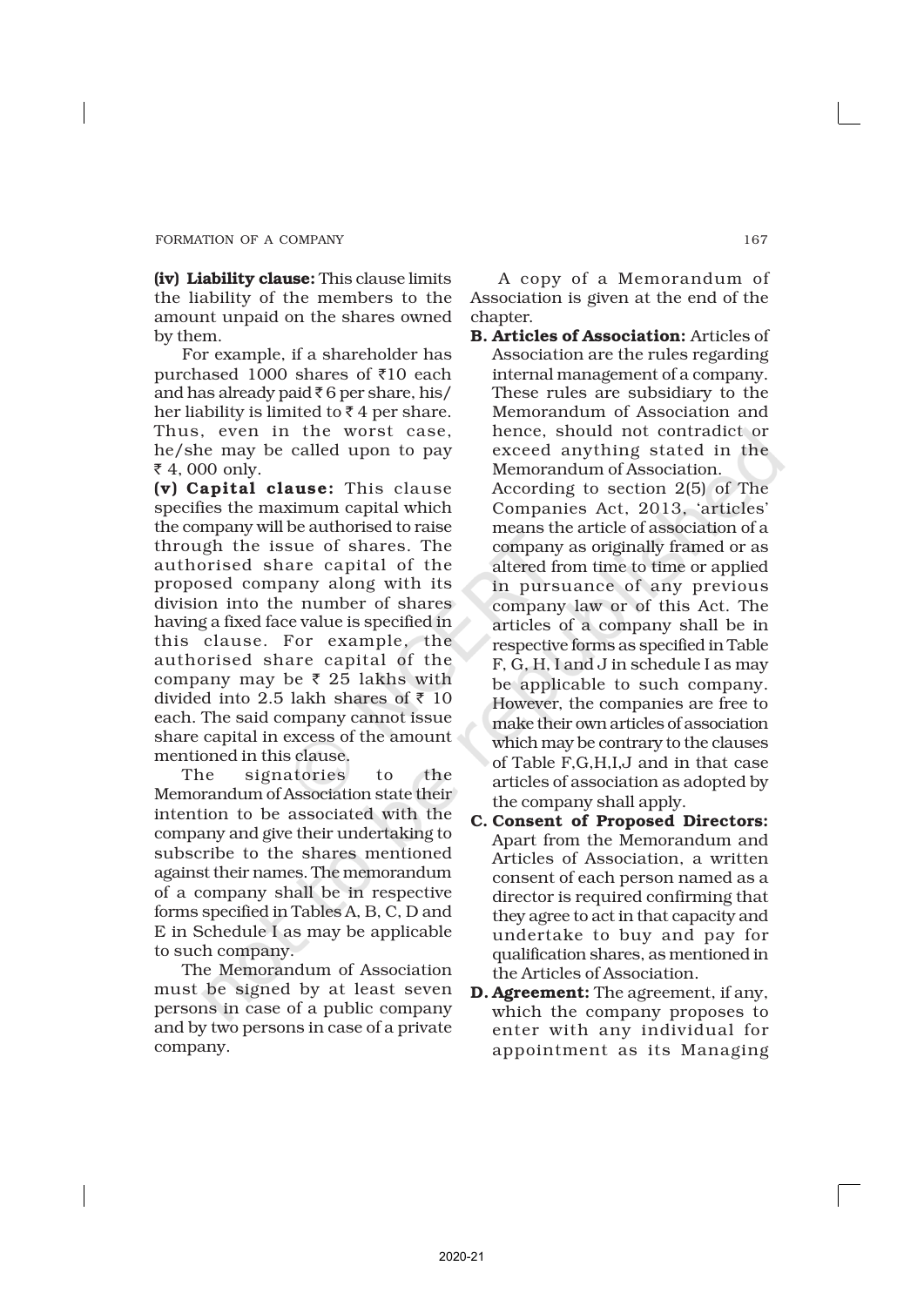**(iv) Liability clause:** This clause limits the liability of the members to the amount unpaid on the shares owned by them.

For example, if a shareholder has purchased 1000 shares of ₹10 each and has already paid ₹ 6 per share, his/her liability is limited to ₹ 4 per share. Thus, even in the worst case, he/she may be called upon to pay ₹ 4, 000 only.

**(v) Capital clause:** This clause specifies the maximum capital which the company will be authorised to raise through the issue of shares. The authorised share capital of the proposed company along with its division into the number of shares having a fixed face value is specified in this clause. For example, the authorised share capital of the company may be ₹ 25 lakhs with divided into 2.5 lakh shares of ₹ 10 each. The said company cannot issue share capital in excess of the amount mentioned in this clause.

The signatories to the Memorandum of Association state their intention to be associated with the company and give their undertaking to subscribe to the shares mentioned against their names. The memorandum of a company shall be in respective forms specified in Tables A, B, C, D and E in Schedule I as may be applicable to such company.

The Memorandum of Association must be signed by at least seven persons in case of a public company and by two persons in case of a private company.

A copy of a Memorandum of Association is given at the end of the chapter.

**B. Articles of Association:** Articles of Association are the rules regarding internal management of a company. These rules are subsidiary to the Memorandum of Association and hence, should not contradict or exceed anything stated in the Memorandum of Association.

According to section 2(5) of The Companies Act, 2013, 'articles' means the article of association of a company as originally framed or as altered from time to time or applied in pursuance of any previous company law or of this Act. The articles of a company shall be in respective forms as specified in Table F, G, H, I and J in schedule I as may be applicable to such company. However, the companies are free to make their own articles of association which may be contrary to the clauses of Table F,G,H,I,J and in that case articles of association as adopted by the company shall apply.

**C. Consent of Proposed Directors:** Apart from the Memorandum and Articles of Association, a written consent of each person named as a director is required confirming that they agree to act in that capacity and undertake to buy and pay for qualification shares, as mentioned in the Articles of Association.

**D. Agreement:** The agreement, if any, which the company proposes to enter with any individual for appointment as its Managing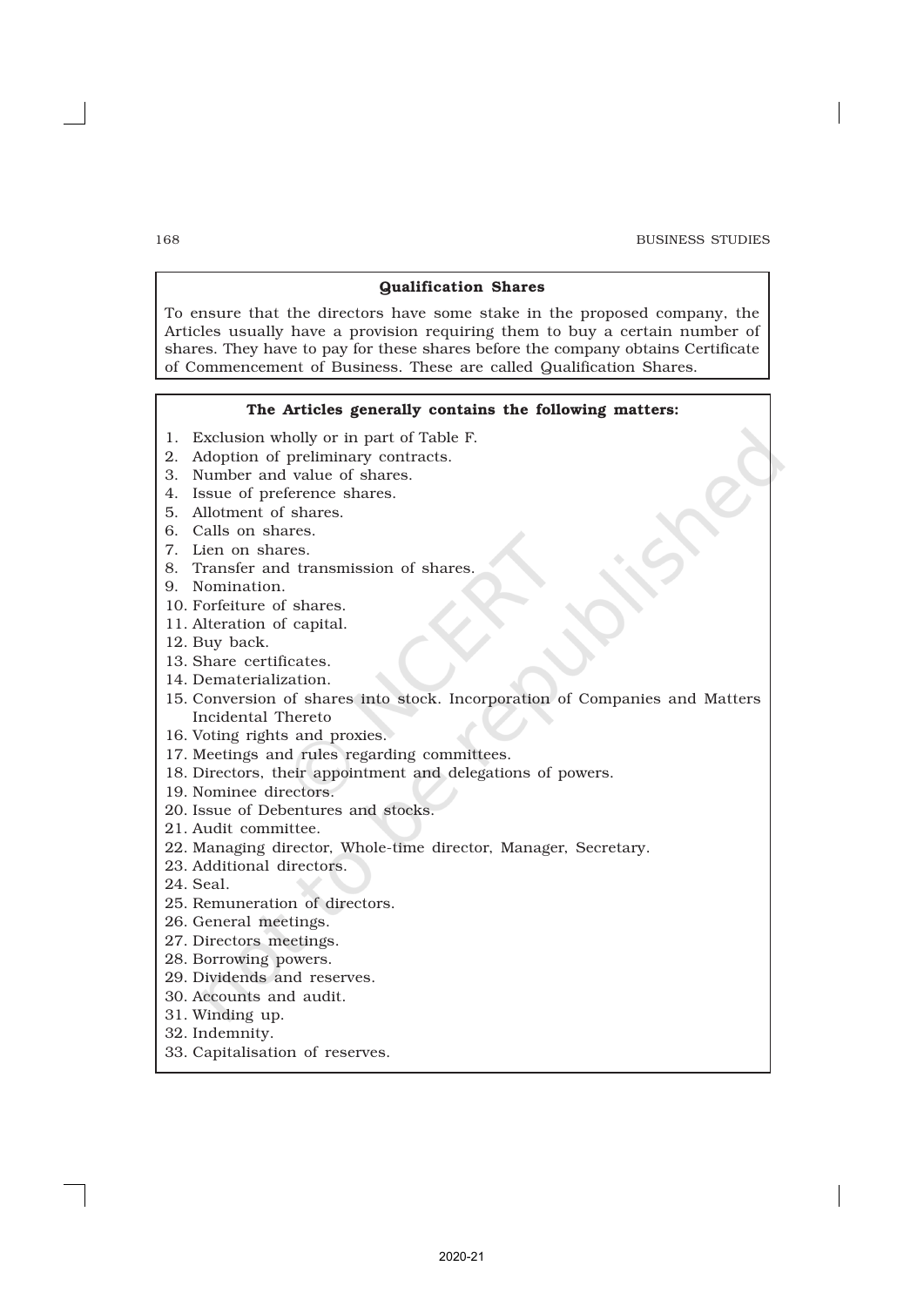### Qualification Shares

To ensure that the directors have some stake in the proposed company, the Articles usually have a provision requiring them to buy a certain number of shares. They have to pay for these shares before the company obtains Certificate of Commencement of Business. These are called Qualification Shares.

### The Articles generally contains the following matters:

1. Exclusion wholly or in part of Table F.
2. Adoption of preliminary contracts.
3. Number and value of shares.
4. Issue of preference shares.
5. Allotment of shares.
6. Calls on shares.
7. Lien on shares.
8. Transfer and transmission of shares.
9. Nomination.
10. Forfeiture of shares.
11. Alteration of capital.
12. Buy back.
13. Share certificates.
14. Dematerialization.
15. Conversion of shares into stock. Incorporation of Companies and Matters Incidental Thereto
16. Voting rights and proxies.
17. Meetings and rules regarding committees.
18. Directors, their appointment and delegations of powers.
19. Nominee directors.
20. Issue of Debentures and stocks.
21. Audit committee.
22. Managing director, Whole-time director, Manager, Secretary.
23. Additional directors.
24. Seal.
25. Remuneration of directors.
26. General meetings.
27. Directors meetings.
28. Borrowing powers.
29. Dividends and reserves.
30. Accounts and audit.
31. Winding up.
32. Indemnity.
33. Capitalisation of reserves.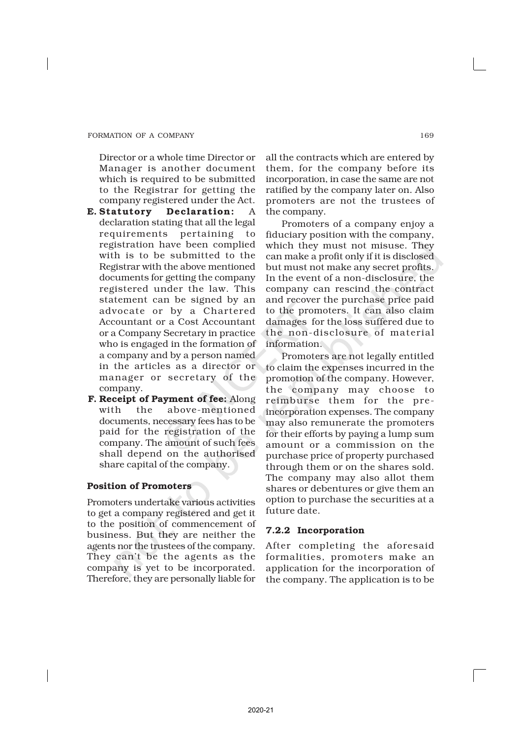Director or a whole time Director or Manager is another document which is required to be submitted to the Registrar for getting the company registered under the Act.

**E. Statutory Declaration:** A declaration stating that all the legal requirements pertaining to registration have been complied with is to be submitted to the Registrar with the above mentioned documents for getting the company registered under the law. This statement can be signed by an advocate or by a Chartered Accountant or a Cost Accountant or a Company Secretary in practice who is engaged in the formation of a company and by a person named in the articles as a director or manager or secretary of the company.

**F. Receipt of Payment of fee:** Along with the above-mentioned documents, necessary fees has to be paid for the registration of the company. The amount of such fees shall depend on the authorised share capital of the company.

**Position of Promoters**

Promoters undertake various activities to get a company registered and get it to the position of commencement of business. But they are neither the agents nor the trustees of the company. They can't be the agents as the company is yet to be incorporated. Therefore, they are personally liable for all the contracts which are entered by them, for the company before its incorporation, in case the same are not ratified by the company later on. Also promoters are not the trustees of the company.

Promoters of a company enjoy a fiduciary position with the company, which they must not misuse. They can make a profit only if it is disclosed but must not make any secret profits. In the event of a non-disclosure, the company can rescind the contract and recover the purchase price paid to the promoters. It can also claim damages for the loss suffered due to the non-disclosure of material information.

Promoters are not legally entitled to claim the expenses incurred in the promotion of the company. However, the company may choose to reimburse them for the pre-incorporation expenses. The company may also remunerate the promoters for their efforts by paying a lump sum amount or a commission on the purchase price of property purchased through them or on the shares sold. The company may also allot them shares or debentures or give them an option to purchase the securities at a future date.

### 7.2.2 Incorporation

After completing the aforesaid formalities, promoters make an application for the incorporation of the company. The application is to be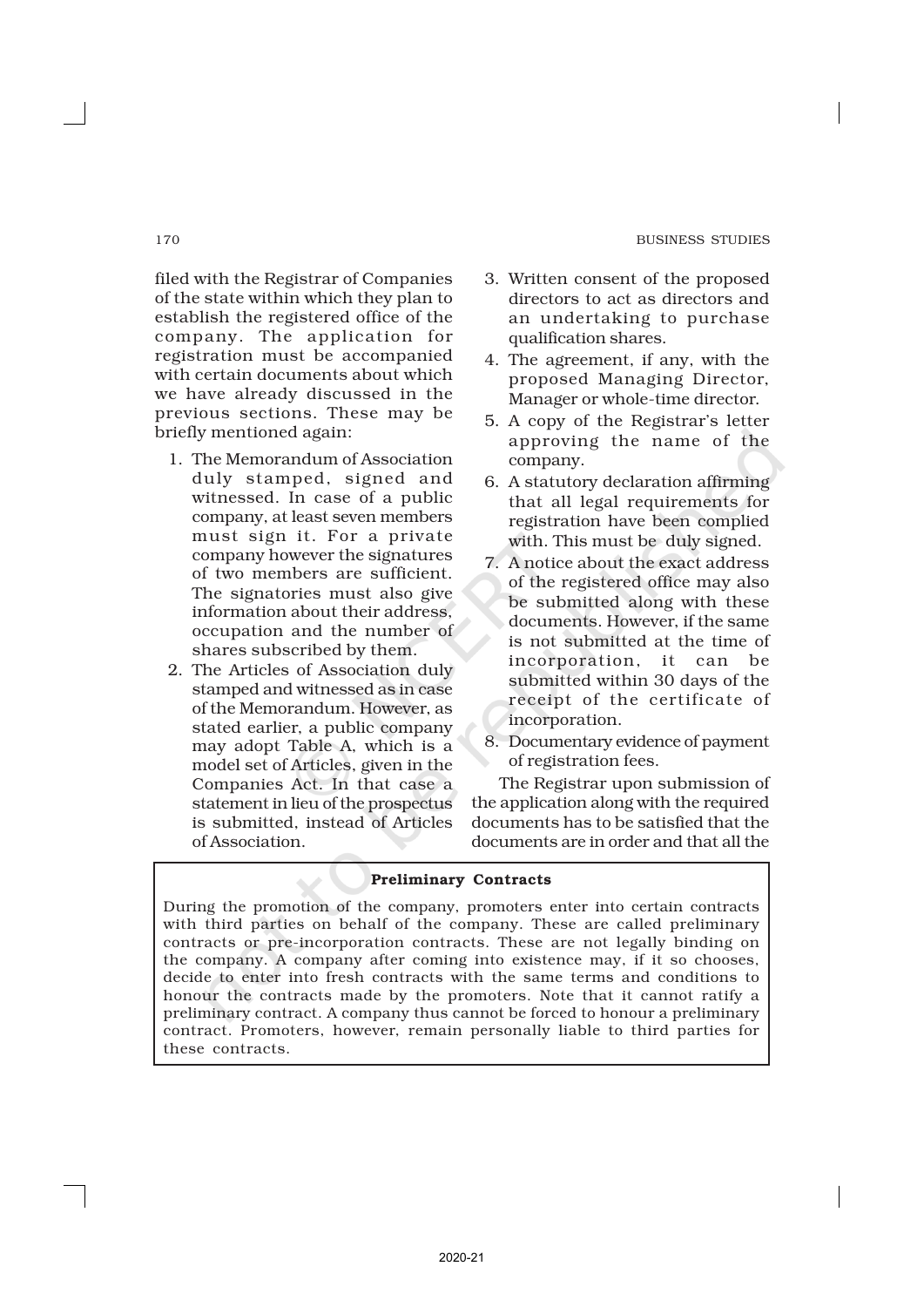filed with the Registrar of Companies of the state within which they plan to establish the registered office of the company. The application for registration must be accompanied with certain documents about which we have already discussed in the previous sections. These may be briefly mentioned again:

1. The Memorandum of Association duly stamped, signed and witnessed. In case of a public company, at least seven members must sign it. For a private company however the signatures of two members are sufficient. The signatories must also give information about their address, occupation and the number of shares subscribed by them.
2. The Articles of Association duly stamped and witnessed as in case of the Memorandum. However, as stated earlier, a public company may adopt Table A, which is a model set of Articles, given in the Companies Act. In that case a statement in lieu of the prospectus is submitted, instead of Articles of Association.
3. Written consent of the proposed directors to act as directors and an undertaking to purchase qualification shares.
4. The agreement, if any, with the proposed Managing Director, Manager or whole-time director.
5. A copy of the Registrar's letter approving the name of the company.
6. A statutory declaration affirming that all legal requirements for registration have been complied with. This must be duly signed.
7. A notice about the exact address of the registered office may also be submitted along with these documents. However, if the same is not submitted at the time of incorporation, it can be submitted within 30 days of the receipt of the certificate of incorporation.
8. Documentary evidence of payment of registration fees.

The Registrar upon submission of the application along with the required documents has to be satisfied that the documents are in order and that all the

**Preliminary Contracts**

During the promotion of the company, promoters enter into certain contracts with third parties on behalf of the company. These are called preliminary contracts or pre-incorporation contracts. These are not legally binding on the company. A company after coming into existence may, if it so chooses, decide to enter into fresh contracts with the same terms and conditions to honour the contracts made by the promoters. Note that it cannot ratify a preliminary contract. A company thus cannot be forced to honour a preliminary contract. Promoters, however, remain personally liable to third parties for these contracts.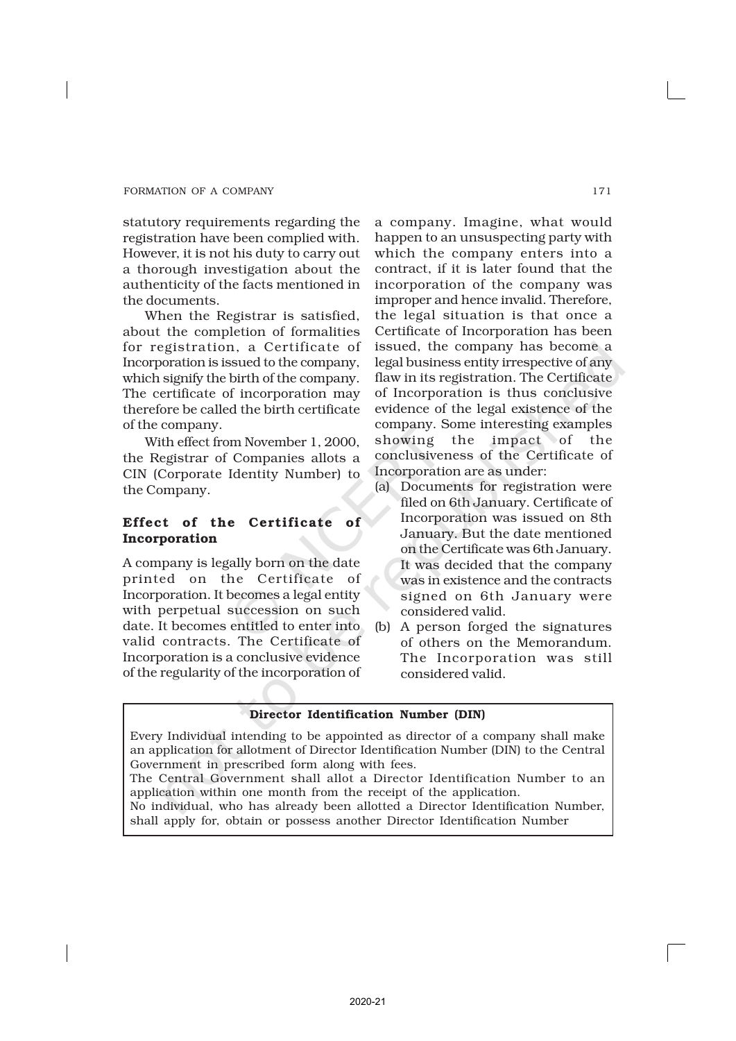statutory requirements regarding the registration have been complied with. However, it is not his duty to carry out a thorough investigation about the authenticity of the facts mentioned in the documents.

When the Registrar is satisfied, about the completion of formalities for registration, a Certificate of Incorporation is issued to the company, which signify the birth of the company. The certificate of incorporation may therefore be called the birth certificate of the company.

With effect from November 1, 2000, the Registrar of Companies allots a CIN (Corporate Identity Number) to the Company.

### Effect of the Certificate of Incorporation

A company is legally born on the date printed on the Certificate of Incorporation. It becomes a legal entity with perpetual succession on such date. It becomes entitled to enter into valid contracts. The Certificate of Incorporation is a conclusive evidence of the regularity of the incorporation of a company. Imagine, what would happen to an unsuspecting party with which the company enters into a contract, if it is later found that the incorporation of the company was improper and hence invalid. Therefore, the legal situation is that once a Certificate of Incorporation has been issued, the company has become a legal business entity irrespective of any flaw in its registration. The Certificate of Incorporation is thus conclusive evidence of the legal existence of the company. Some interesting examples showing the impact of the conclusiveness of the Certificate of Incorporation are as under:

(a) Documents for registration were filed on 6th January. Certificate of Incorporation was issued on 8th January. But the date mentioned on the Certificate was 6th January. It was decided that the company was in existence and the contracts signed on 6th January were considered valid.

(b) A person forged the signatures of others on the Memorandum. The Incorporation was still considered valid.

---

**Director Identification Number (DIN)**

Every Individual intending to be appointed as director of a company shall make an application for allotment of Director Identification Number (DIN) to the Central Government in prescribed form along with fees.

The Central Government shall allot a Director Identification Number to an application within one month from the receipt of the application.

No individual, who has already been allotted a Director Identification Number, shall apply for, obtain or possess another Director Identification Number

---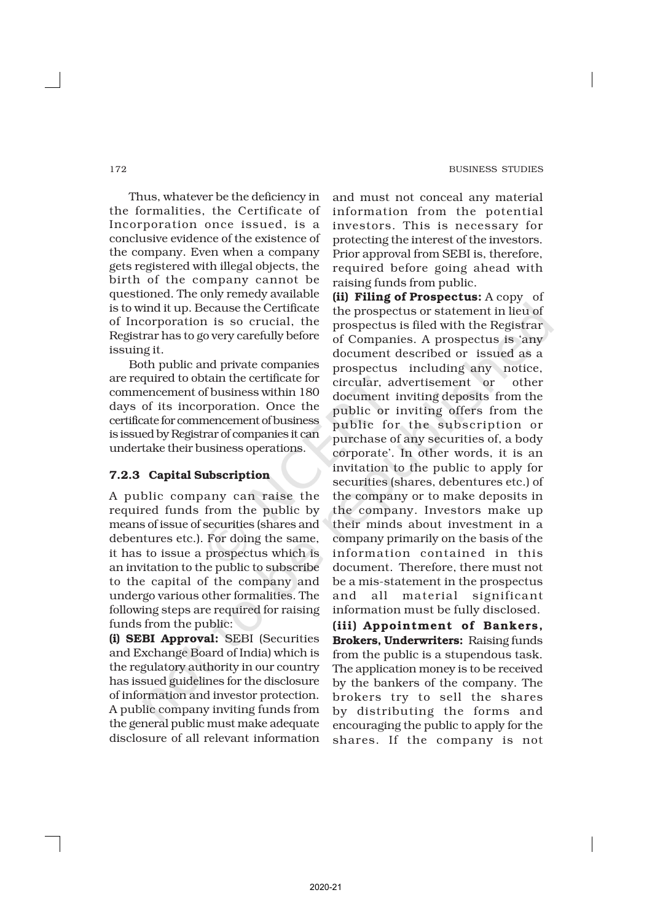Thus, whatever be the deficiency in the formalities, the Certificate of Incorporation once issued, is a conclusive evidence of the existence of the company. Even when a company gets registered with illegal objects, the birth of the company cannot be questioned. The only remedy available is to wind it up. Because the Certificate of Incorporation is so crucial, the Registrar has to go very carefully before issuing it.

Both public and private companies are required to obtain the certificate for commencement of business within 180 days of its incorporation. Once the certificate for commencement of business is issued by Registrar of companies it can undertake their business operations.

### 7.2.3 Capital Subscription

A public company can raise the required funds from the public by means of issue of securities (shares and debentures etc.). For doing the same, it has to issue a prospectus which is an invitation to the public to subscribe to the capital of the company and undergo various other formalities. The following steps are required for raising funds from the public:

**(i) SEBI Approval:** SEBI (Securities and Exchange Board of India) which is the regulatory authority in our country has issued guidelines for the disclosure of information and investor protection. A public company inviting funds from the general public must make adequate disclosure of all relevant information and must not conceal any material information from the potential investors. This is necessary for protecting the interest of the investors. Prior approval from SEBI is, therefore, required before going ahead with raising funds from public.

**(ii) Filing of Prospectus:** A copy of the prospectus or statement in lieu of prospectus is filed with the Registrar of Companies. A prospectus is 'any document described or issued as a prospectus including any notice, circular, advertisement or other document inviting deposits from the public or inviting offers from the public for the subscription or purchase of any securities of, a body corporate'. In other words, it is an invitation to the public to apply for securities (shares, debentures etc.) of the company or to make deposits in the company. Investors make up their minds about investment in a company primarily on the basis of the information contained in this document. Therefore, there must not be a mis-statement in the prospectus and all material significant information must be fully disclosed.

**(iii) Appointment of Bankers, Brokers, Underwriters:** Raising funds from the public is a stupendous task. The application money is to be received by the bankers of the company. The brokers try to sell the shares by distributing the forms and encouraging the public to apply for the shares. If the company is not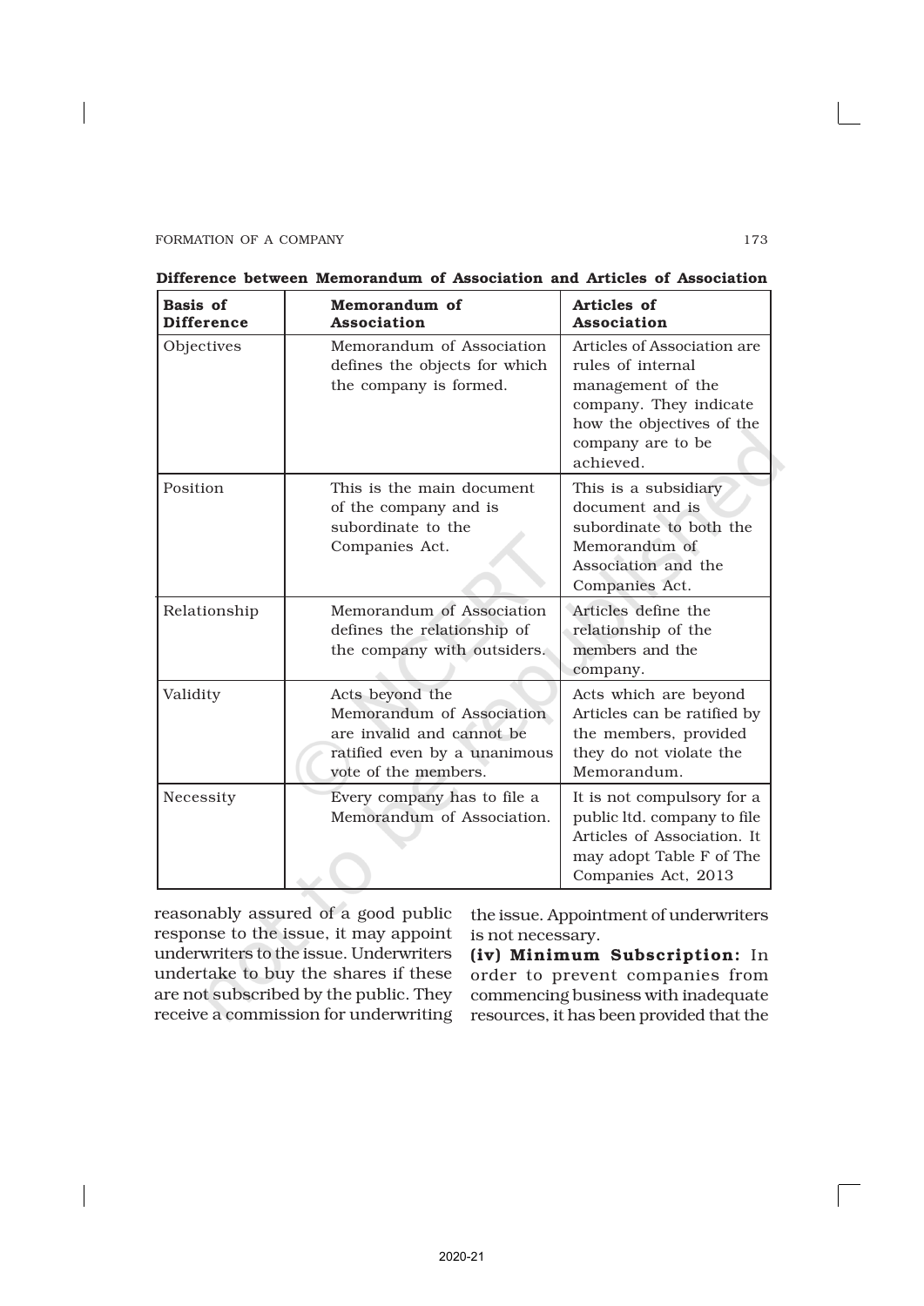**Difference between Memorandum of Association and Articles of Association**

| Basis of Difference | Memorandum of Association | Articles of Association |
|---|---|---|
| Objectives | Memorandum of Association defines the objects for which the company is formed. | Articles of Association are rules of internal management of the company. They indicate how the objectives of the company are to be achieved. |
| Position | This is the main document of the company and is subordinate to the Companies Act. | This is a subsidiary document and is subordinate to both the Memorandum of Association and the Companies Act. |
| Relationship | Memorandum of Association defines the relationship of the company with outsiders. | Articles define the relationship of the members and the company. |
| Validity | Acts beyond the Memorandum of Association are invalid and cannot be ratified even by a unanimous vote of the members. | Acts which are beyond Articles can be ratified by the members, provided they do not violate the Memorandum. |
| Necessity | Every company has to file a Memorandum of Association. | It is not compulsory for a public ltd. company to file Articles of Association. It may adopt Table F of The Companies Act, 2013 |

reasonably assured of a good public response to the issue, it may appoint underwriters to the issue. Underwriters undertake to buy the shares if these are not subscribed by the public. They receive a commission for underwriting the issue. Appointment of underwriters is not necessary.

**(iv) Minimum Subscription:** In order to prevent companies from commencing business with inadequate resources, it has been provided that the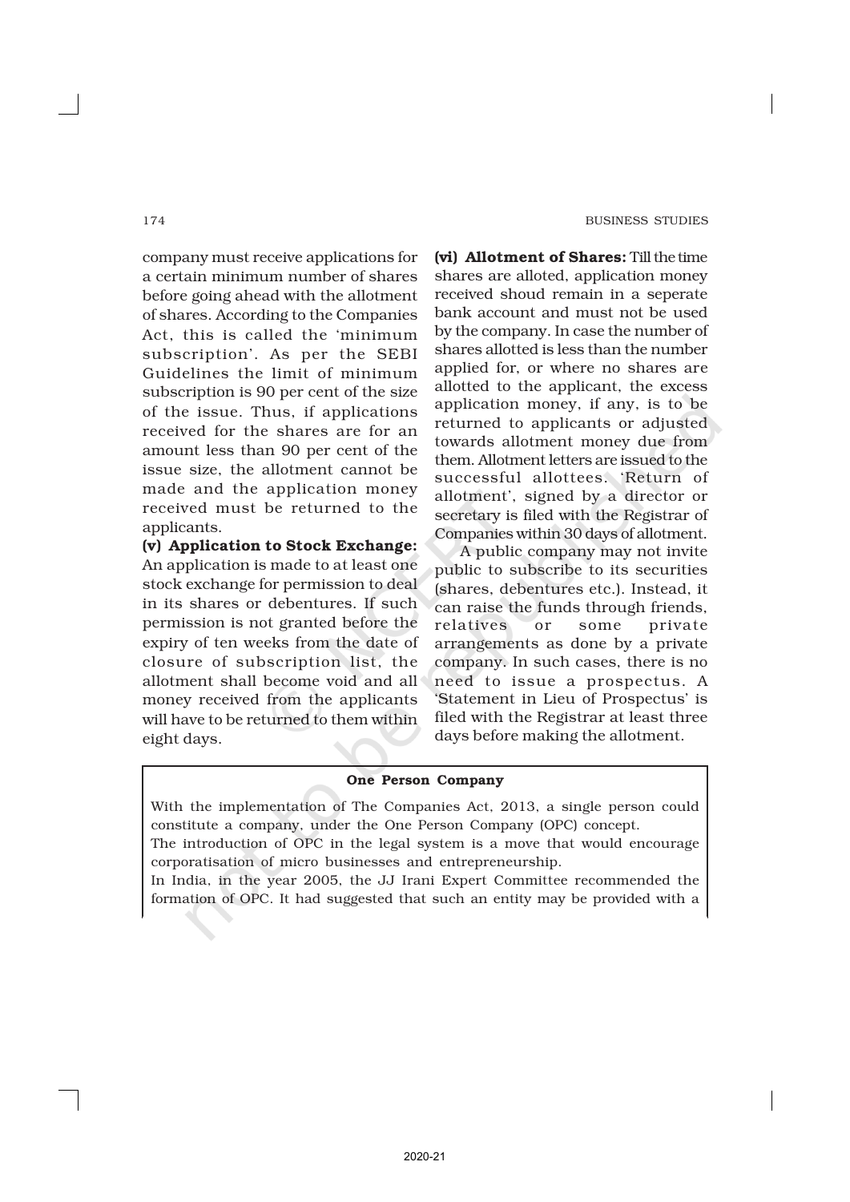company must receive applications for a certain minimum number of shares before going ahead with the allotment of shares. According to the Companies Act, this is called the 'minimum subscription'. As per the SEBI Guidelines the limit of minimum subscription is 90 per cent of the size of the issue. Thus, if applications received for the shares are for an amount less than 90 per cent of the issue size, the allotment cannot be made and the application money received must be returned to the applicants.

**(v) Application to Stock Exchange:** An application is made to at least one stock exchange for permission to deal in its shares or debentures. If such permission is not granted before the expiry of ten weeks from the date of closure of subscription list, the allotment shall become void and all money received from the applicants will have to be returned to them within eight days.

**(vi) Allotment of Shares:** Till the time shares are alloted, application money received shoud remain in a seperate bank account and must not be used by the company. In case the number of shares allotted is less than the number applied for, or where no shares are allotted to the applicant, the excess application money, if any, is to be returned to applicants or adjusted towards allotment money due from them. Allotment letters are issued to the successful allottees. 'Return of allotment', signed by a director or secretary is filed with the Registrar of Companies within 30 days of allotment.

A public company may not invite public to subscribe to its securities (shares, debentures etc.). Instead, it can raise the funds through friends, relatives or some private arrangements as done by a private company. In such cases, there is no need to issue a prospectus. A 'Statement in Lieu of Prospectus' is filed with the Registrar at least three days before making the allotment.

**One Person Company**

With the implementation of The Companies Act, 2013, a single person could constitute a company, under the One Person Company (OPC) concept.

The introduction of OPC in the legal system is a move that would encourage corporatisation of micro businesses and entrepreneurship.

In India, in the year 2005, the JJ Irani Expert Committee recommended the formation of OPC. It had suggested that such an entity may be provided with a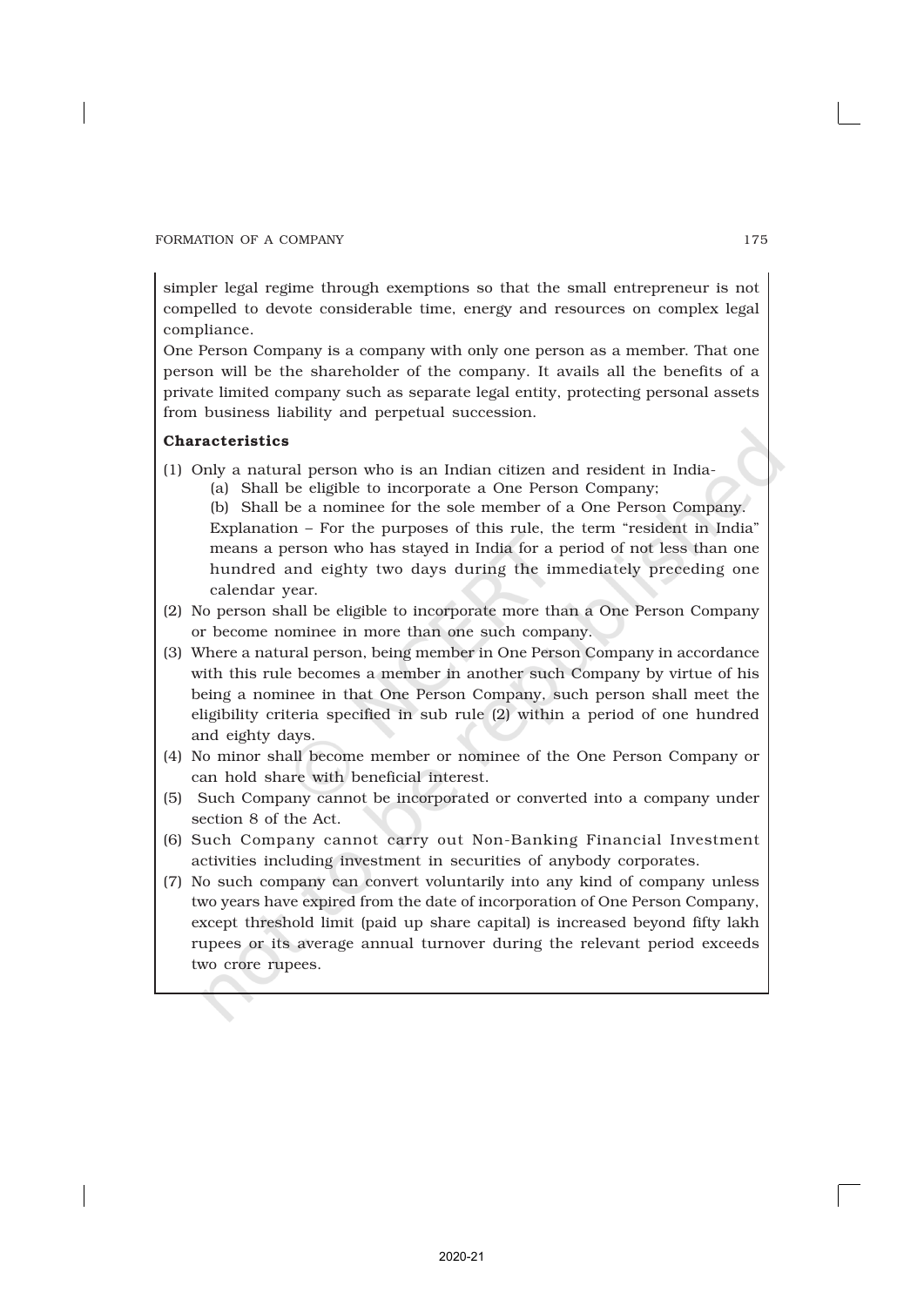simpler legal regime through exemptions so that the small entrepreneur is not compelled to devote considerable time, energy and resources on complex legal compliance.

One Person Company is a company with only one person as a member. That one person will be the shareholder of the company. It avails all the benefits of a private limited company such as separate legal entity, protecting personal assets from business liability and perpetual succession.

**Characteristics**

(1) Only a natural person who is an Indian citizen and resident in India-

   (a) Shall be eligible to incorporate a One Person Company;

   (b) Shall be a nominee for the sole member of a One Person Company.

   Explanation – For the purposes of this rule, the term "resident in India" means a person who has stayed in India for a period of not less than one hundred and eighty two days during the immediately preceding one calendar year.

(2) No person shall be eligible to incorporate more than a One Person Company or become nominee in more than one such company.

(3) Where a natural person, being member in One Person Company in accordance with this rule becomes a member in another such Company by virtue of his being a nominee in that One Person Company, such person shall meet the eligibility criteria specified in sub rule (2) within a period of one hundred and eighty days.

(4) No minor shall become member or nominee of the One Person Company or can hold share with beneficial interest.

(5) Such Company cannot be incorporated or converted into a company under section 8 of the Act.

(6) Such Company cannot carry out Non-Banking Financial Investment activities including investment in securities of anybody corporates.

(7) No such company can convert voluntarily into any kind of company unless two years have expired from the date of incorporation of One Person Company, except threshold limit (paid up share capital) is increased beyond fifty lakh rupees or its average annual turnover during the relevant period exceeds two crore rupees.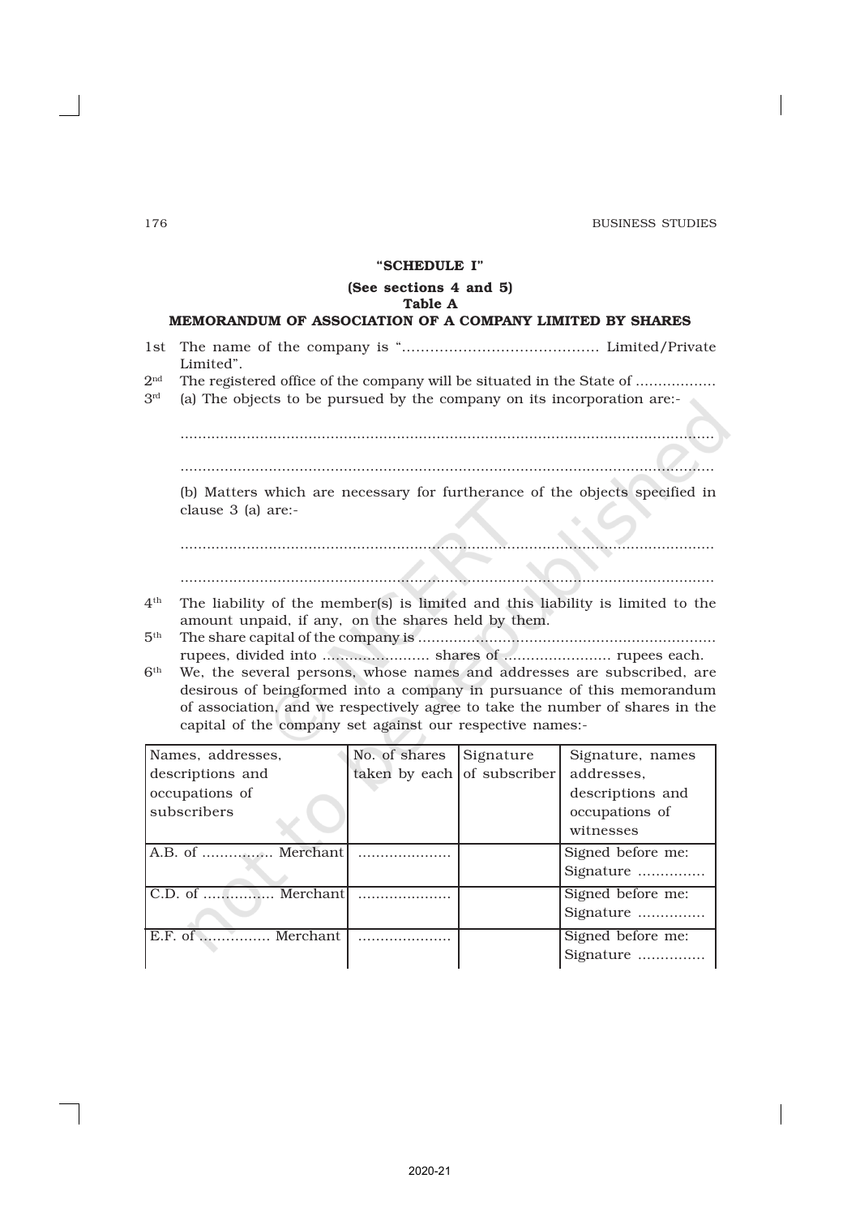**"SCHEDULE I"**

**(See sections 4 and 5)**

**Table A**

**MEMORANDUM OF ASSOCIATION OF A COMPANY LIMITED BY SHARES**

1st The name of the company is "........................................... Limited/Private Limited".

2nd The registered office of the company will be situated in the State of ..................

3rd (a) The objects to be pursued by the company on its incorporation are:-

.......................................................................................................................

.......................................................................................................................

(b) Matters which are necessary for furtherance of the objects specified in clause 3 (a) are:-

.......................................................................................................................

.......................................................................................................................

4th The liability of the member(s) is limited and this liability is limited to the amount unpaid, if any, on the shares held by them.

5th The share capital of the company is ................................................................... rupees, divided into ........................ shares of ........................ rupees each.

6th We, the several persons, whose names and addresses are subscribed, are desirous of beingformed into a company in pursuance of this memorandum of association, and we respectively agree to take the number of shares in the capital of the company set against our respective names:-

| Names, addresses, descriptions and occupations of subscribers | No. of shares taken by each | Signature of subscriber | Signature, names addresses, descriptions and occupations of witnesses |
|---|---|---|---|
| A.B. of ................ Merchant | ..................... | | Signed before me: Signature ............... |
| C.D. of ................ Merchant | ..................... | | Signed before me: Signature ............... |
| E.F. of ................ Merchant | ..................... | | Signed before me: Signature ............... |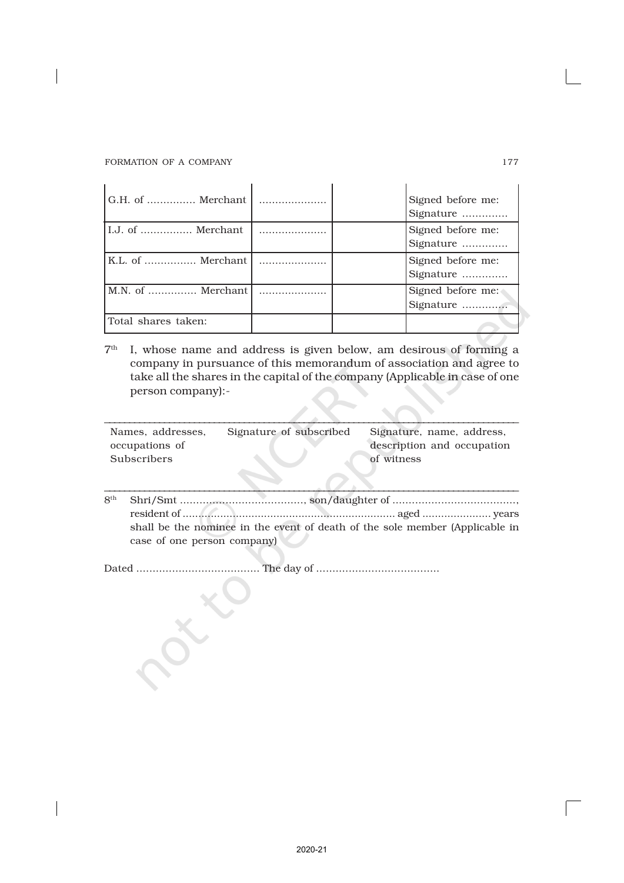| | | | |
|---|---|---|---|
| G.H. of ............... Merchant | .................... | | Signed before me: Signature .............. |
| I.J. of ................ Merchant | .................... | | Signed before me: Signature .............. |
| K.L. of ................ Merchant | .................... | | Signed before me: Signature .............. |
| M.N. of ............... Merchant | .................... | | Signed before me: Signature .............. |
| Total shares taken: | | | |

7th I, whose name and address is given below, am desirous of forming a company in pursuance of this memorandum of association and agree to take all the shares in the capital of the company (Applicable in case of one person company):-

| Names, addresses, occupations of Subscribers | Signature of subscribed | Signature, name, address, description and occupation of witness |
|---|---|---|
| | | |

8th Shri/Smt ......................................, son/daughter of ......................................, resident of .................................................................... aged ...................... years shall be the nominee in the event of death of the sole member (Applicable in case of one person company)

Dated ...................................... The day of ......................................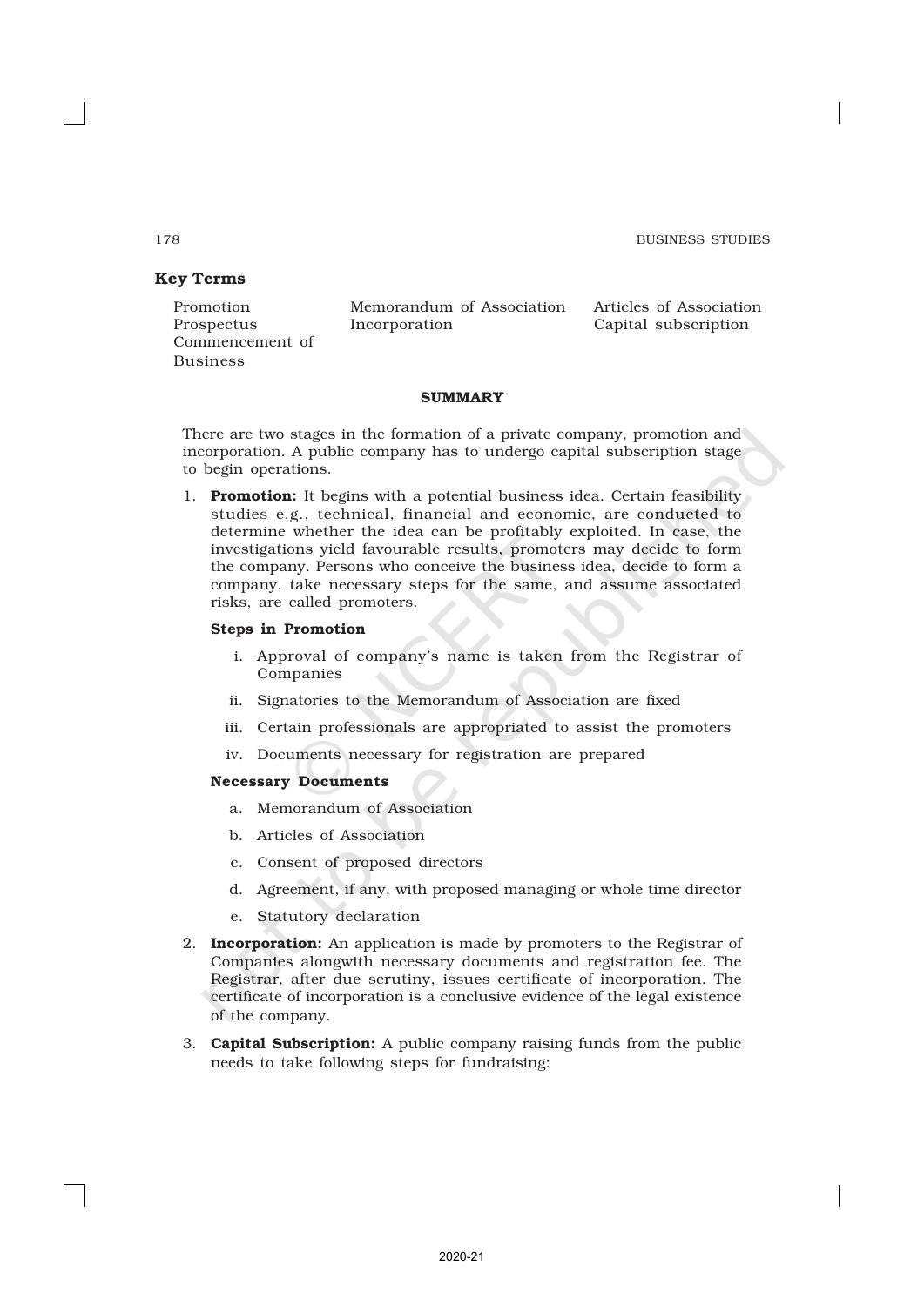## Key Terms

| | | |
|---|---|---|
| Promotion | Memorandum of Association | Articles of Association |
| Prospectus | Incorporation | Capital subscription |
| Commencement of Business | | |

## SUMMARY

There are two stages in the formation of a private company, promotion and incorporation. A public company has to undergo capital subscription stage to begin operations.

1. **Promotion:** It begins with a potential business idea. Certain feasibility studies e.g., technical, financial and economic, are conducted to determine whether the idea can be profitably exploited. In case, the investigations yield favourable results, promoters may decide to form the company. Persons who conceive the business idea, decide to form a company, take necessary steps for the same, and assume associated risks, are called promoters.

   **Steps in Promotion**

   i. Approval of company's name is taken from the Registrar of Companies

   ii. Signatories to the Memorandum of Association are fixed

   iii. Certain professionals are appropriated to assist the promoters

   iv. Documents necessary for registration are prepared

   **Necessary Documents**

   a. Memorandum of Association

   b. Articles of Association

   c. Consent of proposed directors

   d. Agreement, if any, with proposed managing or whole time director

   e. Statutory declaration

2. **Incorporation:** An application is made by promoters to the Registrar of Companies alongwith necessary documents and registration fee. The Registrar, after due scrutiny, issues certificate of incorporation. The certificate of incorporation is a conclusive evidence of the legal existence of the company.

3. **Capital Subscription:** A public company raising funds from the public needs to take following steps for fundraising: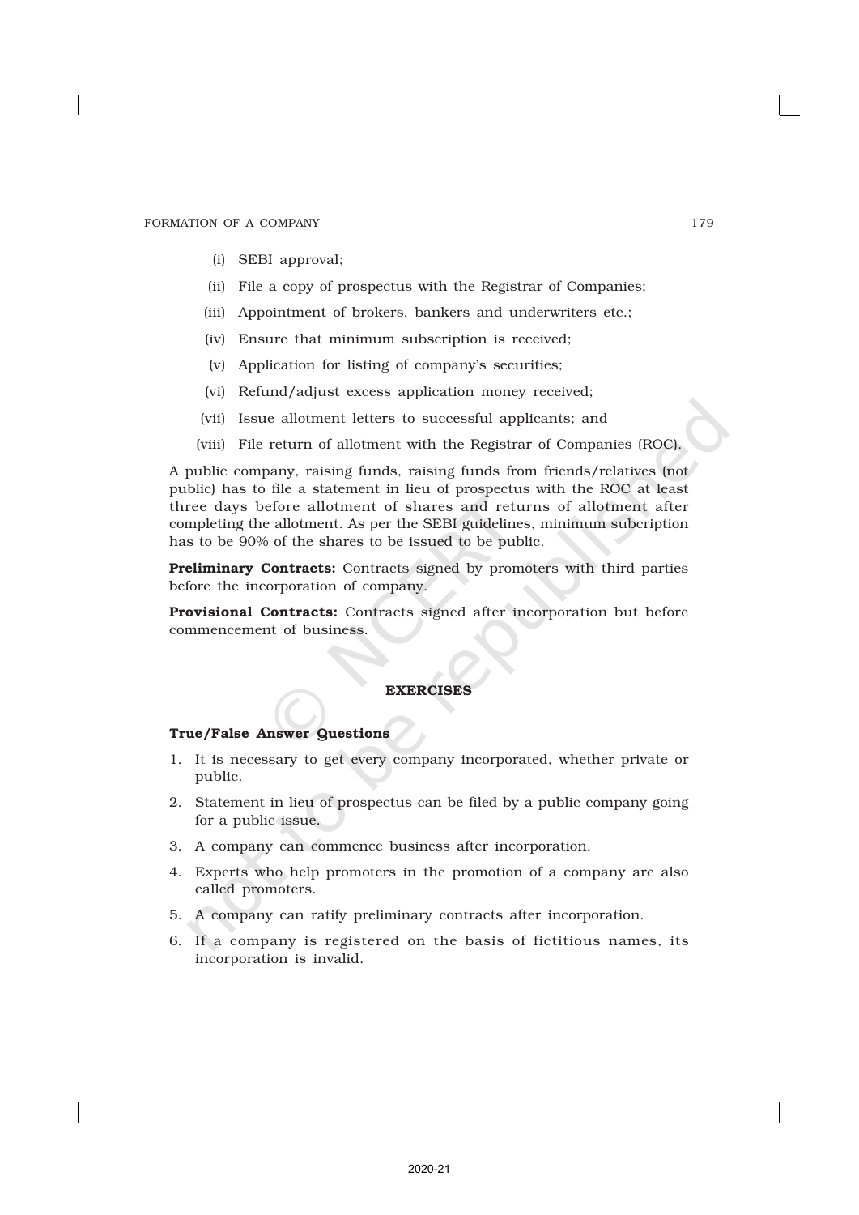(i) SEBI approval;

(ii) File a copy of prospectus with the Registrar of Companies;

(iii) Appointment of brokers, bankers and underwriters etc.;

(iv) Ensure that minimum subscription is received;

(v) Application for listing of company's securities;

(vi) Refund/adjust excess application money received;

(vii) Issue allotment letters to successful applicants; and

(viii) File return of allotment with the Registrar of Companies (ROC).

A public company, raising funds, raising funds from friends/relatives (not public) has to file a statement in lieu of prospectus with the ROC at least three days before allotment of shares and returns of allotment after completing the allotment. As per the SEBI guidelines, minimum subcription has to be 90% of the shares to be issued to be public.

**Preliminary Contracts:** Contracts signed by promoters with third parties before the incorporation of company.

**Provisional Contracts:** Contracts signed after incorporation but before commencement of business.

## EXERCISES

### True/False Answer Questions

1. It is necessary to get every company incorporated, whether private or public.
2. Statement in lieu of prospectus can be filed by a public company going for a public issue.
3. A company can commence business after incorporation.
4. Experts who help promoters in the promotion of a company are also called promoters.
5. A company can ratify preliminary contracts after incorporation.
6. If a company is registered on the basis of fictitious names, its incorporation is invalid.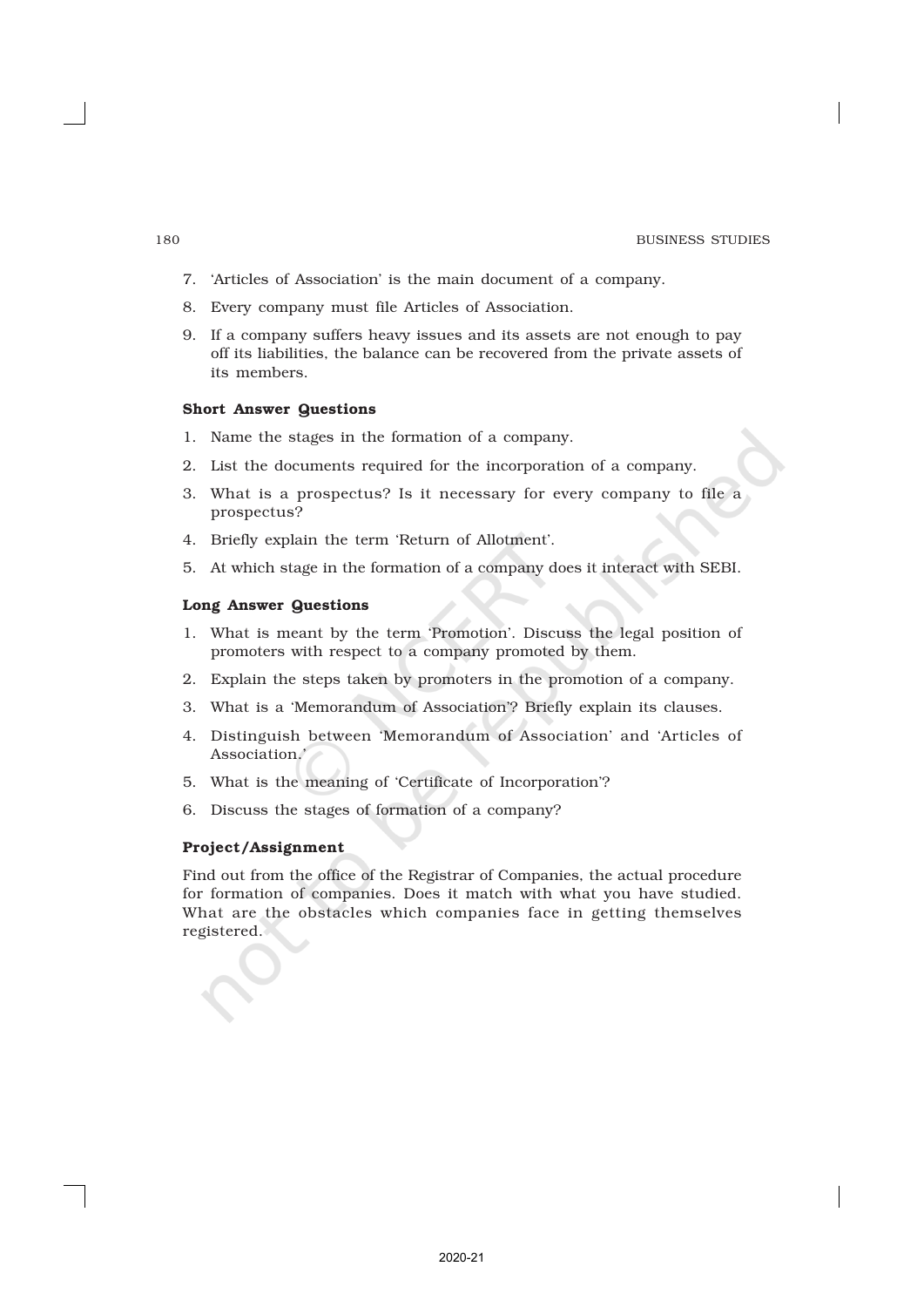7. 'Articles of Association' is the main document of a company.
8. Every company must file Articles of Association.
9. If a company suffers heavy issues and its assets are not enough to pay off its liabilities, the balance can be recovered from the private assets of its members.

**Short Answer Questions**

1. Name the stages in the formation of a company.
2. List the documents required for the incorporation of a company.
3. What is a prospectus? Is it necessary for every company to file a prospectus?
4. Briefly explain the term 'Return of Allotment'.
5. At which stage in the formation of a company does it interact with SEBI.

**Long Answer Questions**

1. What is meant by the term 'Promotion'. Discuss the legal position of promoters with respect to a company promoted by them.
2. Explain the steps taken by promoters in the promotion of a company.
3. What is a 'Memorandum of Association'? Briefly explain its clauses.
4. Distinguish between 'Memorandum of Association' and 'Articles of Association.'
5. What is the meaning of 'Certificate of Incorporation'?
6. Discuss the stages of formation of a company?

**Project/Assignment**

Find out from the office of the Registrar of Companies, the actual procedure for formation of companies. Does it match with what you have studied. What are the obstacles which companies face in getting themselves registered.